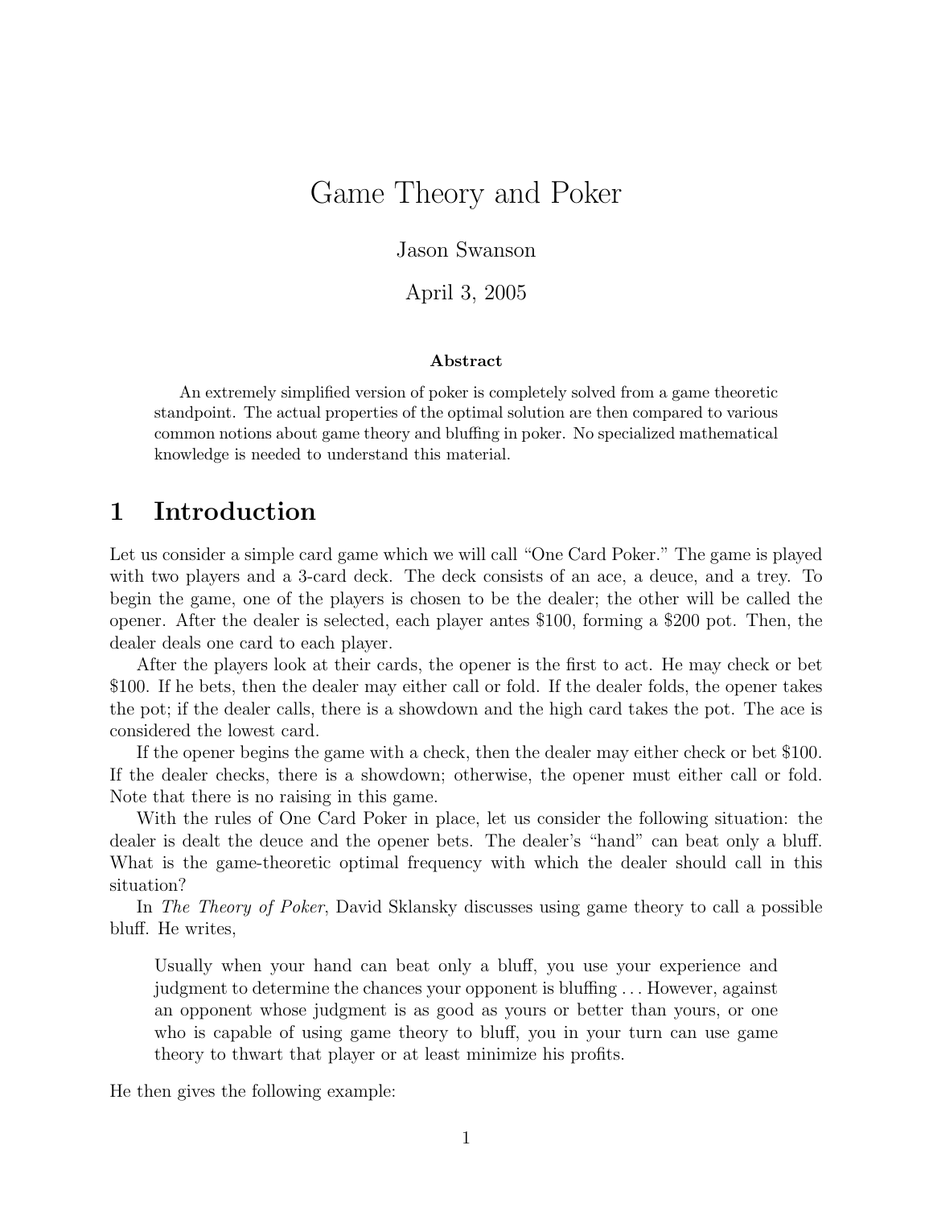# Game Theory and Poker

Jason Swanson

April 3, 2005

**Abstract**

An extremely simplified version of poker is completely solved from a game theoretic standpoint. The actual properties of the optimal solution are then compared to various common notions about game theory and bluffing in poker. No specialized mathematical knowledge is needed to understand this material.

## 1 Introduction

Let us consider a simple card game which we will call "One Card Poker." The game is played with two players and a 3-card deck. The deck consists of an ace, a deuce, and a trey. To begin the game, one of the players is chosen to be the dealer; the other will be called the opener. After the dealer is selected, each player antes \$100, forming a \$200 pot. Then, the dealer deals one card to each player.

After the players look at their cards, the opener is the first to act. He may check or bet \$100. If he bets, then the dealer may either call or fold. If the dealer folds, the opener takes the pot; if the dealer calls, there is a showdown and the high card takes the pot. The ace is considered the lowest card.

If the opener begins the game with a check, then the dealer may either check or bet \$100. If the dealer checks, there is a showdown; otherwise, the opener must either call or fold. Note that there is no raising in this game.

With the rules of One Card Poker in place, let us consider the following situation: the dealer is dealt the deuce and the opener bets. The dealer's "hand" can beat only a bluff. What is the game-theoretic optimal frequency with which the dealer should call in this situation?

In *The Theory of Poker*, David Sklansky discusses using game theory to call a possible bluff. He writes,

> Usually when your hand can beat only a bluff, you use your experience and judgment to determine the chances your opponent is bluffing . . . However, against an opponent whose judgment is as good as yours or better than yours, or one who is capable of using game theory to bluff, you in your turn can use game theory to thwart that player or at least minimize his profits.

He then gives the following example: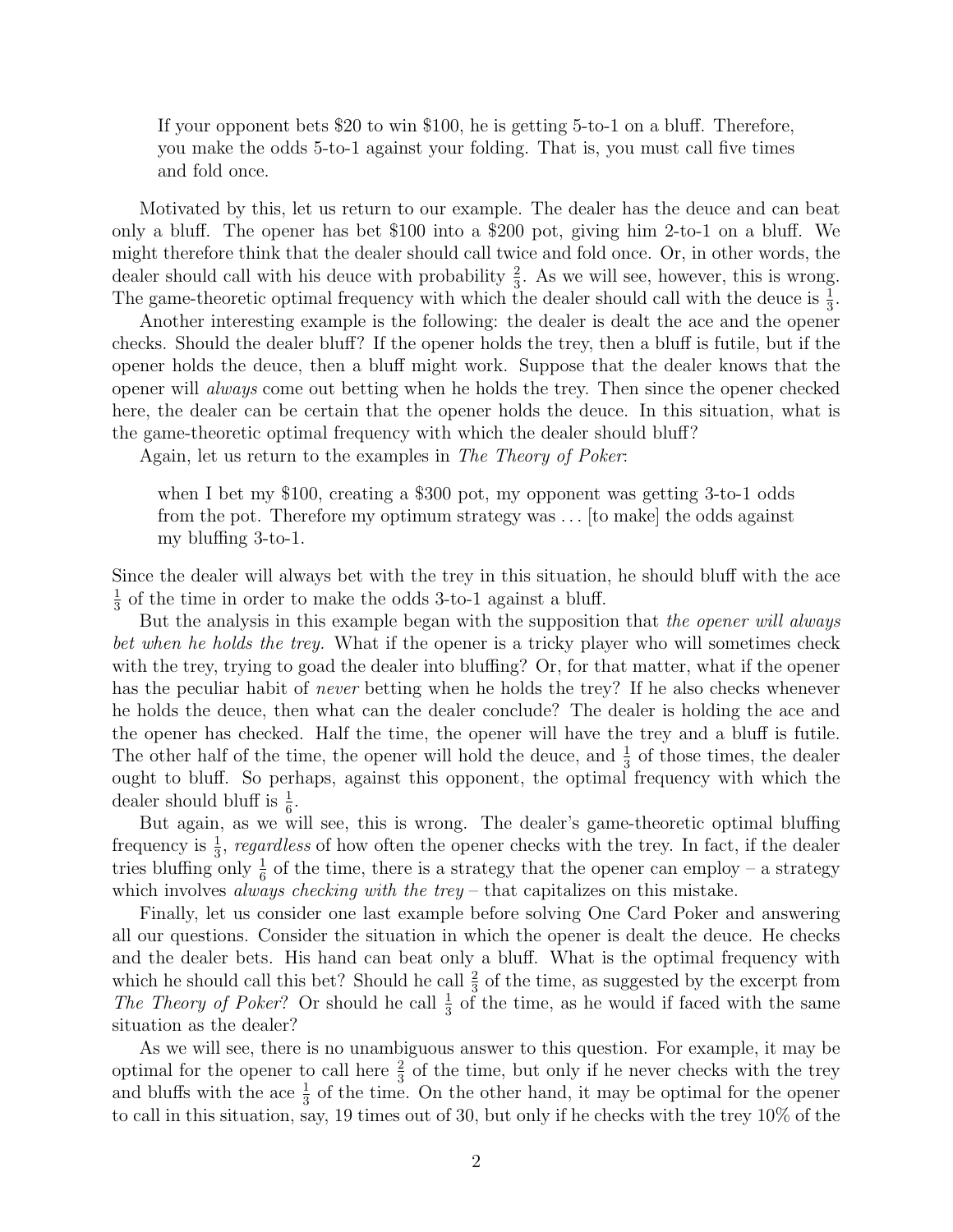> If your opponent bets \$20 to win \$100, he is getting 5-to-1 on a bluff. Therefore, you make the odds 5-to-1 against your folding. That is, you must call five times and fold once.

Motivated by this, let us return to our example. The dealer has the deuce and can beat only a bluff. The opener has bet \$100 into a \$200 pot, giving him 2-to-1 on a bluff. We might therefore think that the dealer should call twice and fold once. Or, in other words, the dealer should call with his deuce with probability $\frac{2}{3}$. As we will see, however, this is wrong. The game-theoretic optimal frequency with which the dealer should call with the deuce is $\frac{1}{3}$.

Another interesting example is the following: the dealer is dealt the ace and the opener checks. Should the dealer bluff? If the opener holds the trey, then a bluff is futile, but if the opener holds the deuce, then a bluff might work. Suppose that the dealer knows that the opener will *always* come out betting when he holds the trey. Then since the opener checked here, the dealer can be certain that the opener holds the deuce. In this situation, what is the game-theoretic optimal frequency with which the dealer should bluff?

Again, let us return to the examples in *The Theory of Poker*:

> when I bet my \$100, creating a \$300 pot, my opponent was getting 3-to-1 odds from the pot. Therefore my optimum strategy was . . . [to make] the odds against my bluffing 3-to-1.

Since the dealer will always bet with the trey in this situation, he should bluff with the ace $\frac{1}{3}$ of the time in order to make the odds 3-to-1 against a bluff.

But the analysis in this example began with the supposition that *the opener will always bet when he holds the trey.* What if the opener is a tricky player who will sometimes check with the trey, trying to goad the dealer into bluffing? Or, for that matter, what if the opener has the peculiar habit of *never* betting when he holds the trey? If he also checks whenever he holds the deuce, then what can the dealer conclude? The dealer is holding the ace and the opener has checked. Half the time, the opener will have the trey and a bluff is futile. The other half of the time, the opener will hold the deuce, and $\frac{1}{3}$ of those times, the dealer ought to bluff. So perhaps, against this opponent, the optimal frequency with which the dealer should bluff is $\frac{1}{6}$.

But again, as we will see, this is wrong. The dealer's game-theoretic optimal bluffing frequency is $\frac{1}{3}$, *regardless* of how often the opener checks with the trey. In fact, if the dealer tries bluffing only $\frac{1}{6}$ of the time, there is a strategy that the opener can employ – a strategy which involves *always checking with the trey* – that capitalizes on this mistake.

Finally, let us consider one last example before solving One Card Poker and answering all our questions. Consider the situation in which the opener is dealt the deuce. He checks and the dealer bets. His hand can beat only a bluff. What is the optimal frequency with which he should call this bet? Should he call $\frac{2}{3}$ of the time, as suggested by the excerpt from *The Theory of Poker*? Or should he call $\frac{1}{3}$ of the time, as he would if faced with the same situation as the dealer?

As we will see, there is no unambiguous answer to this question. For example, it may be optimal for the opener to call here $\frac{2}{3}$ of the time, but only if he never checks with the trey and bluffs with the ace $\frac{1}{3}$ of the time. On the other hand, it may be optimal for the opener to call in this situation, say, 19 times out of 30, but only if he checks with the trey 10% of the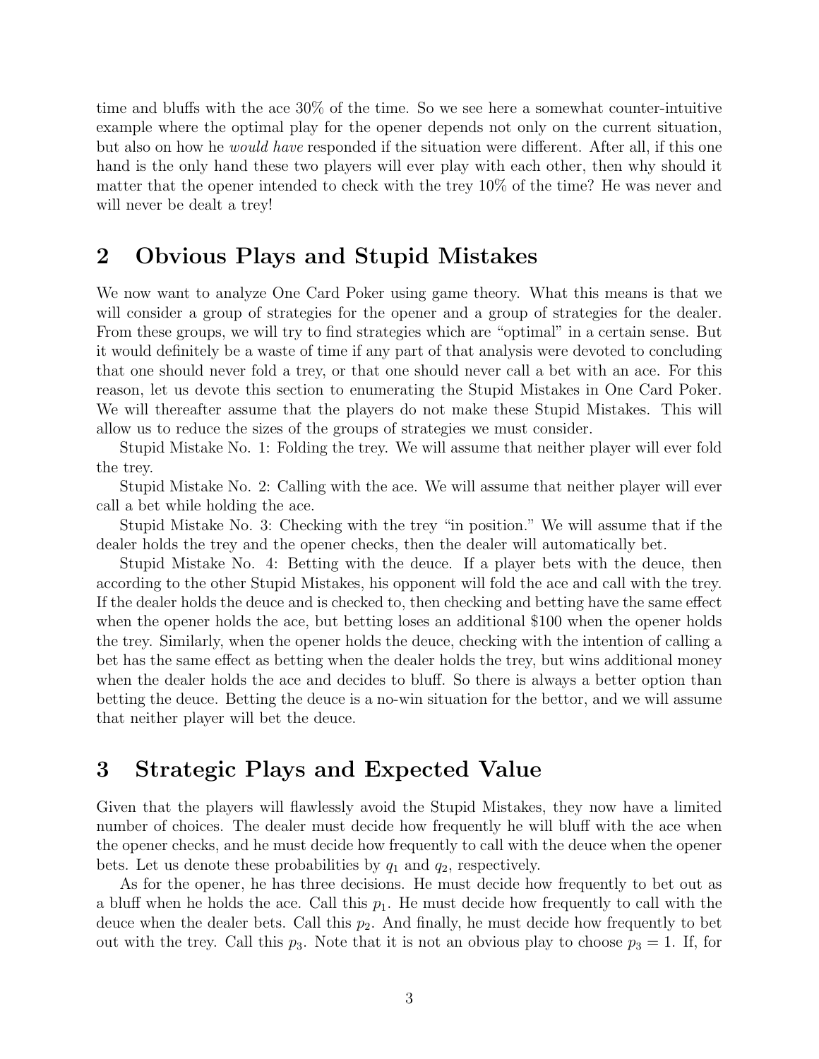time and bluffs with the ace 30% of the time. So we see here a somewhat counter-intuitive example where the optimal play for the opener depends not only on the current situation, but also on how he *would have* responded if the situation were different. After all, if this one hand is the only hand these two players will ever play with each other, then why should it matter that the opener intended to check with the trey 10% of the time? He was never and will never be dealt a trey!

## 2 Obvious Plays and Stupid Mistakes

We now want to analyze One Card Poker using game theory. What this means is that we will consider a group of strategies for the opener and a group of strategies for the dealer. From these groups, we will try to find strategies which are "optimal" in a certain sense. But it would definitely be a waste of time if any part of that analysis were devoted to concluding that one should never fold a trey, or that one should never call a bet with an ace. For this reason, let us devote this section to enumerating the Stupid Mistakes in One Card Poker. We will thereafter assume that the players do not make these Stupid Mistakes. This will allow us to reduce the sizes of the groups of strategies we must consider.

Stupid Mistake No. 1: Folding the trey. We will assume that neither player will ever fold the trey.

Stupid Mistake No. 2: Calling with the ace. We will assume that neither player will ever call a bet while holding the ace.

Stupid Mistake No. 3: Checking with the trey "in position." We will assume that if the dealer holds the trey and the opener checks, then the dealer will automatically bet.

Stupid Mistake No. 4: Betting with the deuce. If a player bets with the deuce, then according to the other Stupid Mistakes, his opponent will fold the ace and call with the trey. If the dealer holds the deuce and is checked to, then checking and betting have the same effect when the opener holds the ace, but betting loses an additional $100 when the opener holds the trey. Similarly, when the opener holds the deuce, checking with the intention of calling a bet has the same effect as betting when the dealer holds the trey, but wins additional money when the dealer holds the ace and decides to bluff. So there is always a better option than betting the deuce. Betting the deuce is a no-win situation for the bettor, and we will assume that neither player will bet the deuce.

## 3 Strategic Plays and Expected Value

Given that the players will flawlessly avoid the Stupid Mistakes, they now have a limited number of choices. The dealer must decide how frequently he will bluff with the ace when the opener checks, and he must decide how frequently to call with the deuce when the opener bets. Let us denote these probabilities by $q_1$ and $q_2$, respectively.

As for the opener, he has three decisions. He must decide how frequently to bet out as a bluff when he holds the ace. Call this $p_1$. He must decide how frequently to call with the deuce when the dealer bets. Call this $p_2$. And finally, he must decide how frequently to bet out with the trey. Call this $p_3$. Note that it is not an obvious play to choose $p_3 = 1$. If, for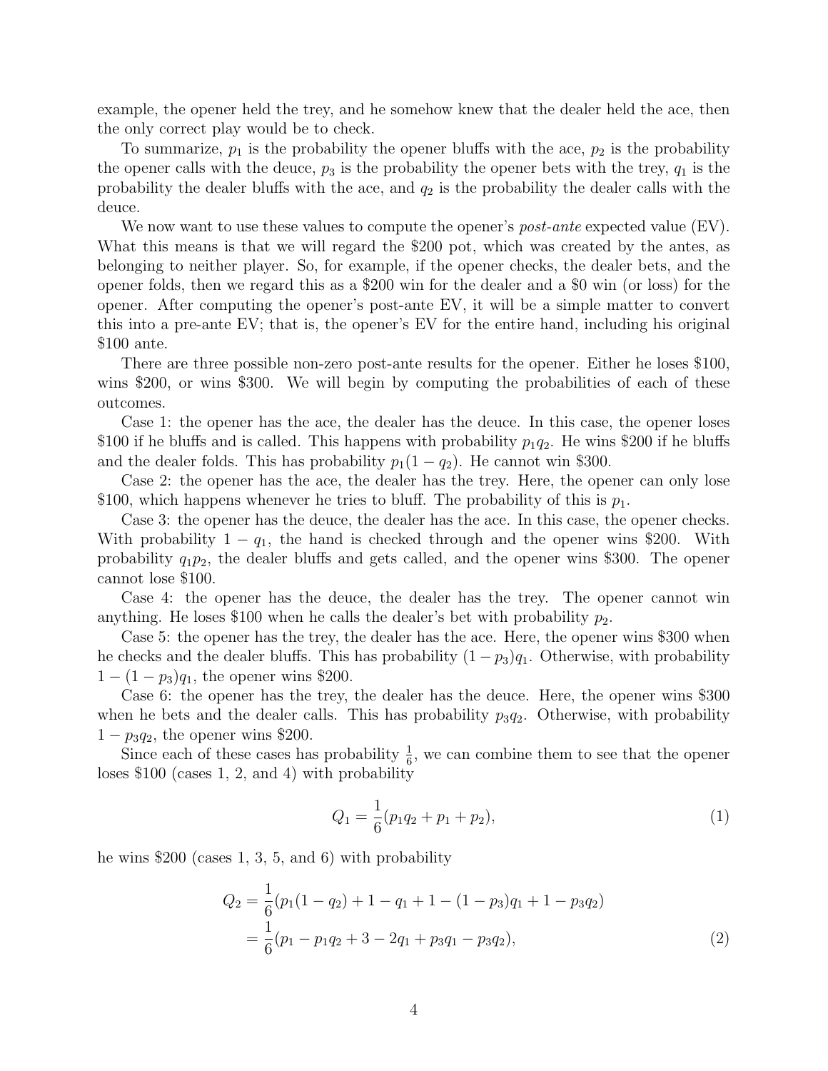example, the opener held the trey, and he somehow knew that the dealer held the ace, then the only correct play would be to check.

To summarize, $p_1$ is the probability the opener bluffs with the ace, $p_2$ is the probability the opener calls with the deuce, $p_3$ is the probability the opener bets with the trey, $q_1$ is the probability the dealer bluffs with the ace, and $q_2$ is the probability the dealer calls with the deuce.

We now want to use these values to compute the opener's *post-ante* expected value (EV). What this means is that we will regard the \$200 pot, which was created by the antes, as belonging to neither player. So, for example, if the opener checks, the dealer bets, and the opener folds, then we regard this as a \$200 win for the dealer and a \$0 win (or loss) for the opener. After computing the opener's post-ante EV, it will be a simple matter to convert this into a pre-ante EV; that is, the opener's EV for the entire hand, including his original \$100 ante.

There are three possible non-zero post-ante results for the opener. Either he loses \$100, wins \$200, or wins \$300. We will begin by computing the probabilities of each of these outcomes.

Case 1: the opener has the ace, the dealer has the deuce. In this case, the opener loses \$100 if he bluffs and is called. This happens with probability $p_1 q_2$. He wins \$200 if he bluffs and the dealer folds. This has probability $p_1(1 - q_2)$. He cannot win \$300.

Case 2: the opener has the ace, the dealer has the trey. Here, the opener can only lose \$100, which happens whenever he tries to bluff. The probability of this is $p_1$.

Case 3: the opener has the deuce, the dealer has the ace. In this case, the opener checks. With probability $1 - q_1$, the hand is checked through and the opener wins \$200. With probability $q_1 p_2$, the dealer bluffs and gets called, and the opener wins \$300. The opener cannot lose \$100.

Case 4: the opener has the deuce, the dealer has the trey. The opener cannot win anything. He loses \$100 when he calls the dealer's bet with probability $p_2$.

Case 5: the opener has the trey, the dealer has the ace. Here, the opener wins \$300 when he checks and the dealer bluffs. This has probability $(1 - p_3)q_1$. Otherwise, with probability $1 - (1 - p_3)q_1$, the opener wins \$200.

Case 6: the opener has the trey, the dealer has the deuce. Here, the opener wins \$300 when he bets and the dealer calls. This has probability $p_3 q_2$. Otherwise, with probability $1 - p_3 q_2$, the opener wins \$200.

Since each of these cases has probability $\frac{1}{6}$, we can combine them to see that the opener loses \$100 (cases 1, 2, and 4) with probability

$$Q_1 = \frac{1}{6}(p_1 q_2 + p_1 + p_2), \tag{1}$$

he wins \$200 (cases 1, 3, 5, and 6) with probability

$$\begin{aligned}
Q_2 &= \frac{1}{6}(p_1(1 - q_2) + 1 - q_1 + 1 - (1 - p_3)q_1 + 1 - p_3 q_2) \\
&= \frac{1}{6}(p_1 - p_1 q_2 + 3 - 2q_1 + p_3 q_1 - p_3 q_2),
\end{aligned} \tag{2}$$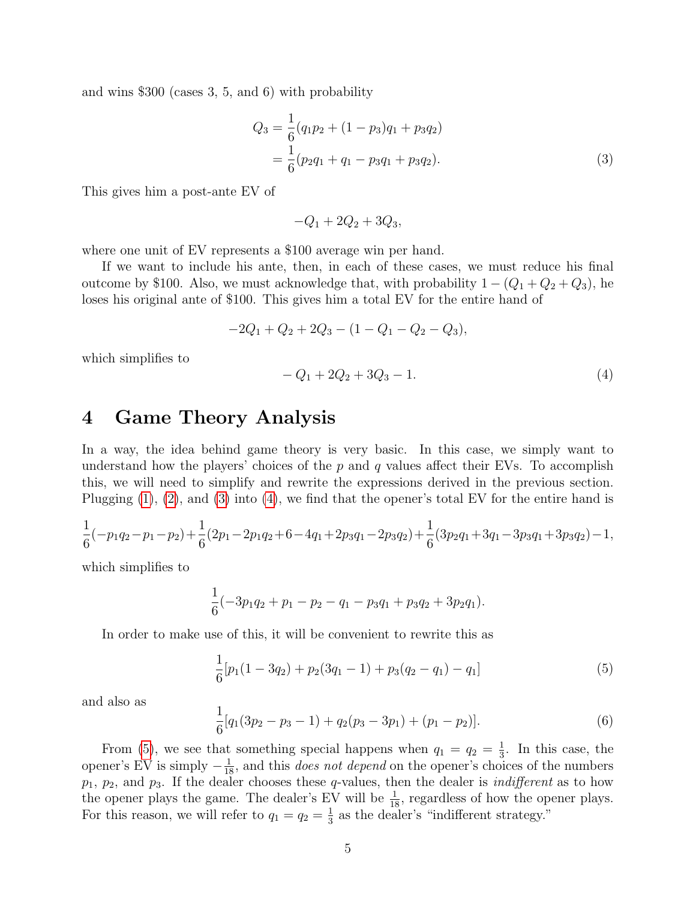and wins \$300 (cases 3, 5, and 6) with probability

$$
\begin{aligned}
Q_3 &= \frac{1}{6}(q_1 p_2 + (1 - p_3)q_1 + p_3 q_2) \\
&= \frac{1}{6}(p_2 q_1 + q_1 - p_3 q_1 + p_3 q_2). \qquad (3)
\end{aligned}
$$

This gives him a post-ante EV of

$$
-Q_1 + 2Q_2 + 3Q_3,
$$

where one unit of EV represents a \$100 average win per hand.

If we want to include his ante, then, in each of these cases, we must reduce his final outcome by \$100. Also, we must acknowledge that, with probability $1 - (Q_1 + Q_2 + Q_3)$, he loses his original ante of \$100. This gives him a total EV for the entire hand of

$$
-2Q_1 + Q_2 + 2Q_3 - (1 - Q_1 - Q_2 - Q_3),
$$

which simplifies to

$$
-Q_1 + 2Q_2 + 3Q_3 - 1. \qquad (4)
$$

# 4 Game Theory Analysis

In a way, the idea behind game theory is very basic. In this case, we simply want to understand how the players' choices of the $p$ and $q$ values affect their EVs. To accomplish this, we will need to simplify and rewrite the expressions derived in the previous section. Plugging (1), (2), and (3) into (4), we find that the opener's total EV for the entire hand is

$$
\frac{1}{6}(-p_1q_2 - p_1 - p_2) + \frac{1}{6}(2p_1 - 2p_1q_2 + 6 - 4q_1 + 2p_3q_1 - 2p_3q_2) + \frac{1}{6}(3p_2q_1 + 3q_1 - 3p_3q_1 + 3p_3q_2) - 1,
$$

which simplifies to

$$
\frac{1}{6}(-3p_1q_2 + p_1 - p_2 - q_1 - p_3q_1 + p_3q_2 + 3p_2q_1).
$$

In order to make use of this, it will be convenient to rewrite this as

$$
\frac{1}{6}[p_1(1 - 3q_2) + p_2(3q_1 - 1) + p_3(q_2 - q_1) - q_1] \qquad (5)
$$

and also as

$$
\frac{1}{6}[q_1(3p_2 - p_3 - 1) + q_2(p_3 - 3p_1) + (p_1 - p_2)]. \qquad (6)
$$

From (5), we see that something special happens when $q_1 = q_2 = \frac{1}{3}$. In this case, the opener's EV is simply $-\frac{1}{18}$, and this *does not depend* on the opener's choices of the numbers $p_1$, $p_2$, and $p_3$. If the dealer chooses these $q$-values, then the dealer is *indifferent* as to how the opener plays the game. The dealer's EV will be $\frac{1}{18}$, regardless of how the opener plays. For this reason, we will refer to $q_1 = q_2 = \frac{1}{3}$ as the dealer's "indifferent strategy."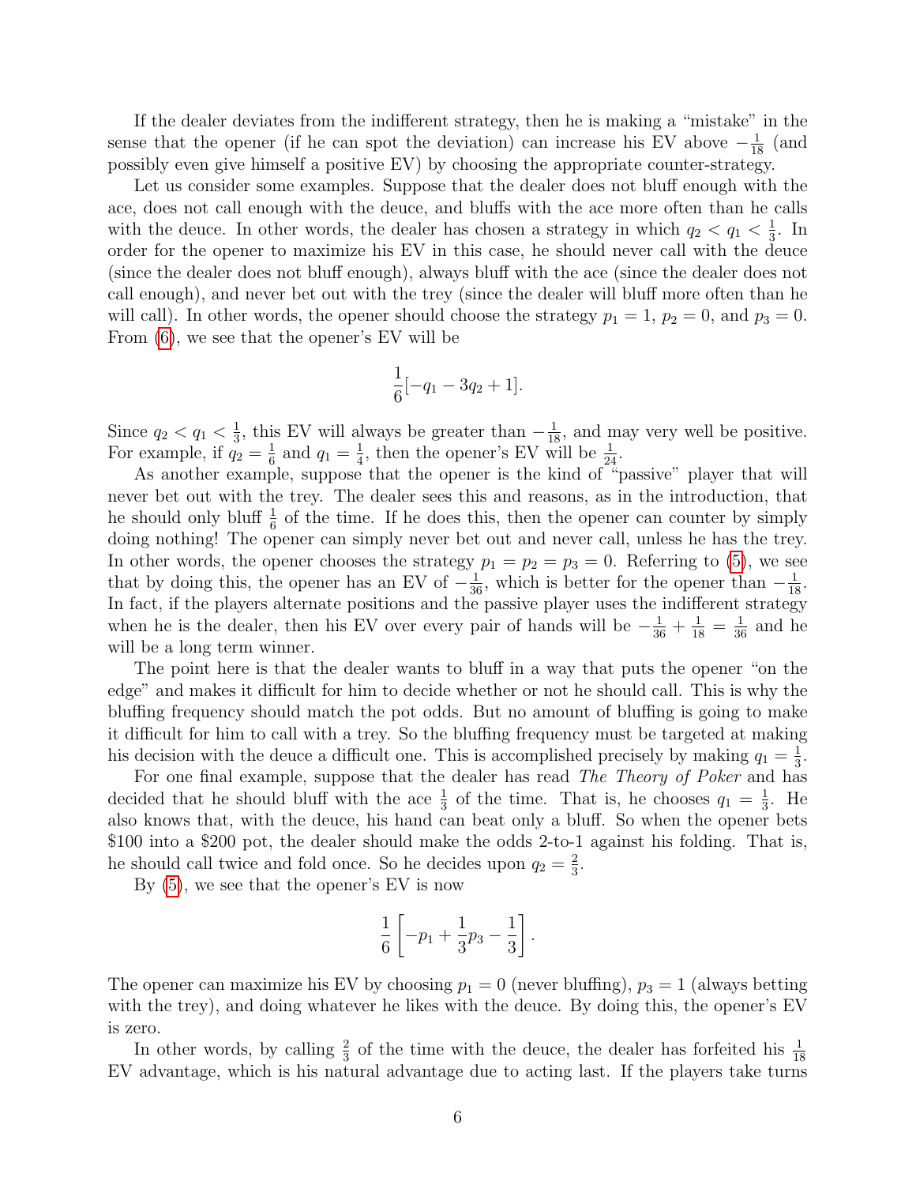If the dealer deviates from the indifferent strategy, then he is making a "mistake" in the sense that the opener (if he can spot the deviation) can increase his EV above $-\frac{1}{18}$ (and possibly even give himself a positive EV) by choosing the appropriate counter-strategy.

Let us consider some examples. Suppose that the dealer does not bluff enough with the ace, does not call enough with the deuce, and bluffs with the ace more often than he calls with the deuce. In other words, the dealer has chosen a strategy in which $q_2 < q_1 < \frac{1}{3}$. In order for the opener to maximize his EV in this case, he should never call with the deuce (since the dealer does not bluff enough), always bluff with the ace (since the dealer does not call enough), and never bet out with the trey (since the dealer will bluff more often than he will call). In other words, the opener should choose the strategy $p_1 = 1$, $p_2 = 0$, and $p_3 = 0$. From (6), we see that the opener's EV will be

$$\frac{1}{6}[-q_1 - 3q_2 + 1].$$

Since $q_2 < q_1 < \frac{1}{3}$, this EV will always be greater than $-\frac{1}{18}$, and may very well be positive. For example, if $q_2 = \frac{1}{6}$ and $q_1 = \frac{1}{4}$, then the opener's EV will be $\frac{1}{24}$.

As another example, suppose that the opener is the kind of "passive" player that will never bet out with the trey. The dealer sees this and reasons, as in the introduction, that he should only bluff $\frac{1}{6}$ of the time. If he does this, then the opener can counter by simply doing nothing! The opener can simply never bet out and never call, unless he has the trey. In other words, the opener chooses the strategy $p_1 = p_2 = p_3 = 0$. Referring to (5), we see that by doing this, the opener has an EV of $-\frac{1}{36}$, which is better for the opener than $-\frac{1}{18}$. In fact, if the players alternate positions and the passive player uses the indifferent strategy when he is the dealer, then his EV over every pair of hands will be $-\frac{1}{36} + \frac{1}{18} = \frac{1}{36}$ and he will be a long term winner.

The point here is that the dealer wants to bluff in a way that puts the opener "on the edge" and makes it difficult for him to decide whether or not he should call. This is why the bluffing frequency should match the pot odds. But no amount of bluffing is going to make it difficult for him to call with a trey. So the bluffing frequency must be targeted at making his decision with the deuce a difficult one. This is accomplished precisely by making $q_1 = \frac{1}{3}$.

For one final example, suppose that the dealer has read *The Theory of Poker* and has decided that he should bluff with the ace $\frac{1}{3}$ of the time. That is, he chooses $q_1 = \frac{1}{3}$. He also knows that, with the deuce, his hand can beat only a bluff. So when the opener bets $100 into a $200 pot, the dealer should make the odds 2-to-1 against his folding. That is, he should call twice and fold once. So he decides upon $q_2 = \frac{2}{3}$.

By (5), we see that the opener's EV is now

$$\frac{1}{6}\left[-p_1 + \frac{1}{3}p_3 - \frac{1}{3}\right].$$

The opener can maximize his EV by choosing $p_1 = 0$ (never bluffing), $p_3 = 1$ (always betting with the trey), and doing whatever he likes with the deuce. By doing this, the opener's EV is zero.

In other words, by calling $\frac{2}{3}$ of the time with the deuce, the dealer has forfeited his $\frac{1}{18}$ EV advantage, which is his natural advantage due to acting last. If the players take turns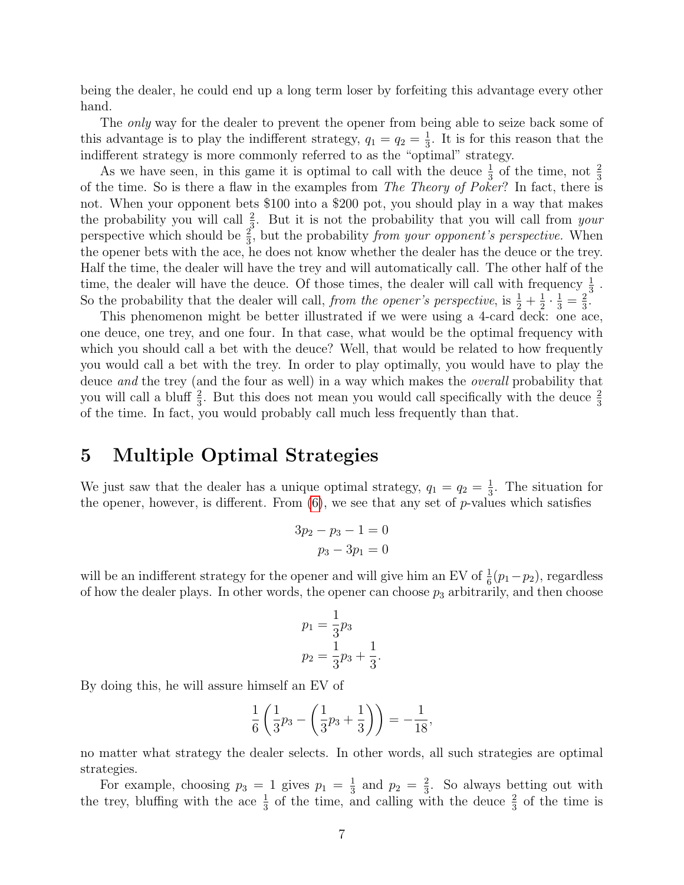being the dealer, he could end up a long term loser by forfeiting this advantage every other hand.

The *only* way for the dealer to prevent the opener from being able to seize back some of this advantage is to play the indifferent strategy, $q_1 = q_2 = \frac{1}{3}$. It is for this reason that the indifferent strategy is more commonly referred to as the "optimal" strategy.

As we have seen, in this game it is optimal to call with the deuce $\frac{1}{3}$ of the time, not $\frac{2}{3}$ of the time. So is there a flaw in the examples from *The Theory of Poker*? In fact, there is not. When your opponent bets \$100 into a \$200 pot, you should play in a way that makes the probability you will call $\frac{2}{3}$. But it is not the probability that you will call from *your* perspective which should be $\frac{2}{3}$, but the probability *from your opponent's perspective.* When the opener bets with the ace, he does not know whether the dealer has the deuce or the trey. Half the time, the dealer will have the trey and will automatically call. The other half of the time, the dealer will have the deuce. Of those times, the dealer will call with frequency $\frac{1}{3}$. So the probability that the dealer will call, *from the opener's perspective,* is $\frac{1}{2} + \frac{1}{2} \cdot \frac{1}{3} = \frac{2}{3}$.

This phenomenon might be better illustrated if we were using a 4-card deck: one ace, one deuce, one trey, and one four. In that case, what would be the optimal frequency with which you should call a bet with the deuce? Well, that would be related to how frequently you would call a bet with the trey. In order to play optimally, you would have to play the deuce *and* the trey (and the four as well) in a way which makes the *overall* probability that you will call a bluff $\frac{2}{3}$. But this does not mean you would call specifically with the deuce $\frac{2}{3}$ of the time. In fact, you would probably call much less frequently than that.

# 5 Multiple Optimal Strategies

We just saw that the dealer has a unique optimal strategy, $q_1 = q_2 = \frac{1}{3}$. The situation for the opener, however, is different. From (6), we see that any set of $p$-values which satisfies

$$
\begin{aligned}
3p_2 - p_3 - 1 &= 0 \\
p_3 - 3p_1 &= 0
\end{aligned}
$$

will be an indifferent strategy for the opener and will give him an EV of $\frac{1}{6}(p_1 - p_2)$, regardless of how the dealer plays. In other words, the opener can choose $p_3$ arbitrarily, and then choose

$$
\begin{aligned}
p_1 &= \frac{1}{3}p_3 \\
p_2 &= \frac{1}{3}p_3 + \frac{1}{3}.
\end{aligned}
$$

By doing this, he will assure himself an EV of

$$
\frac{1}{6}\left(\frac{1}{3}p_3 - \left(\frac{1}{3}p_3 + \frac{1}{3}\right)\right) = -\frac{1}{18},
$$

no matter what strategy the dealer selects. In other words, all such strategies are optimal strategies.

For example, choosing $p_3 = 1$ gives $p_1 = \frac{1}{3}$ and $p_2 = \frac{2}{3}$. So always betting out with the trey, bluffing with the ace $\frac{1}{3}$ of the time, and calling with the deuce $\frac{2}{3}$ of the time is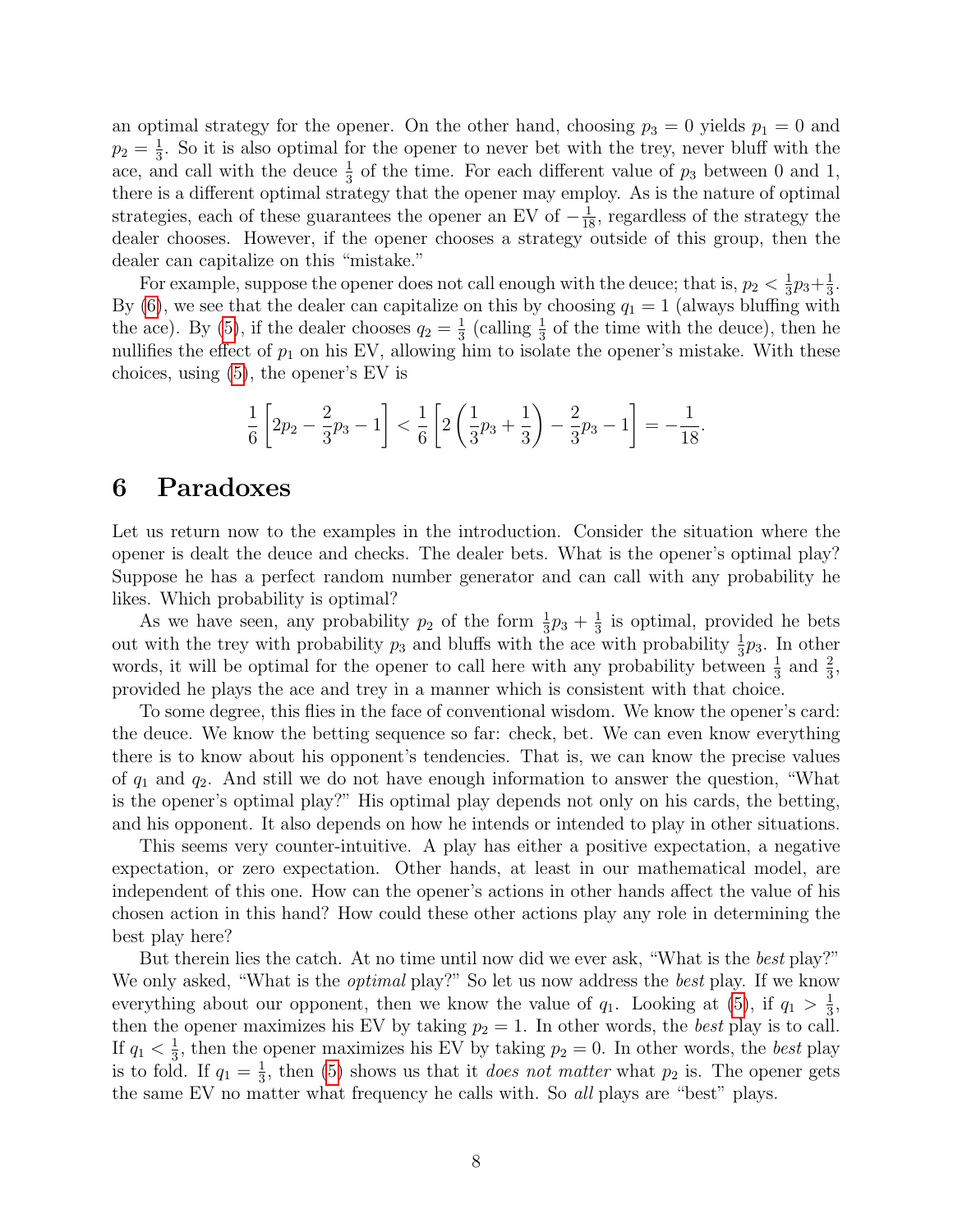an optimal strategy for the opener. On the other hand, choosing $p_3 = 0$ yields $p_1 = 0$ and $p_2 = \frac{1}{3}$. So it is also optimal for the opener to never bet with the trey, never bluff with the ace, and call with the deuce $\frac{1}{3}$ of the time. For each different value of $p_3$ between 0 and 1, there is a different optimal strategy that the opener may employ. As is the nature of optimal strategies, each of these guarantees the opener an EV of $-\frac{1}{18}$, regardless of the strategy the dealer chooses. However, if the opener chooses a strategy outside of this group, then the dealer can capitalize on this "mistake."

For example, suppose the opener does not call enough with the deuce; that is, $p_2 < \frac{1}{3}p_3 + \frac{1}{3}$. By (6), we see that the dealer can capitalize on this by choosing $q_1 = 1$ (always bluffing with the ace). By (5), if the dealer chooses $q_2 = \frac{1}{3}$ (calling $\frac{1}{3}$ of the time with the deuce), then he nullifies the effect of $p_1$ on his EV, allowing him to isolate the opener's mistake. With these choices, using (5), the opener's EV is

$$\frac{1}{6}\left[2p_2 - \frac{2}{3}p_3 - 1\right] < \frac{1}{6}\left[2\left(\frac{1}{3}p_3 + \frac{1}{3}\right) - \frac{2}{3}p_3 - 1\right] = -\frac{1}{18}.$$

# 6 Paradoxes

Let us return now to the examples in the introduction. Consider the situation where the opener is dealt the deuce and checks. The dealer bets. What is the opener's optimal play? Suppose he has a perfect random number generator and can call with any probability he likes. Which probability is optimal?

As we have seen, any probability $p_2$ of the form $\frac{1}{3}p_3 + \frac{1}{3}$ is optimal, provided he bets out with the trey with probability $p_3$ and bluffs with the ace with probability $\frac{1}{3}p_3$. In other words, it will be optimal for the opener to call here with any probability between $\frac{1}{3}$ and $\frac{2}{3}$, provided he plays the ace and trey in a manner which is consistent with that choice.

To some degree, this flies in the face of conventional wisdom. We know the opener's card: the deuce. We know the betting sequence so far: check, bet. We can even know everything there is to know about his opponent's tendencies. That is, we can know the precise values of $q_1$ and $q_2$. And still we do not have enough information to answer the question, "What is the opener's optimal play?" His optimal play depends not only on his cards, the betting, and his opponent. It also depends on how he intends or intended to play in other situations.

This seems very counter-intuitive. A play has either a positive expectation, a negative expectation, or zero expectation. Other hands, at least in our mathematical model, are independent of this one. How can the opener's actions in other hands affect the value of his chosen action in this hand? How could these other actions play any role in determining the best play here?

But therein lies the catch. At no time until now did we ever ask, "What is the *best* play?" We only asked, "What is the *optimal* play?" So let us now address the *best* play. If we know everything about our opponent, then we know the value of $q_1$. Looking at (5), if $q_1 > \frac{1}{3}$, then the opener maximizes his EV by taking $p_2 = 1$. In other words, the *best* play is to call. If $q_1 < \frac{1}{3}$, then the opener maximizes his EV by taking $p_2 = 0$. In other words, the *best* play is to fold. If $q_1 = \frac{1}{3}$, then (5) shows us that it *does not matter* what $p_2$ is. The opener gets the same EV no matter what frequency he calls with. So *all* plays are "best" plays.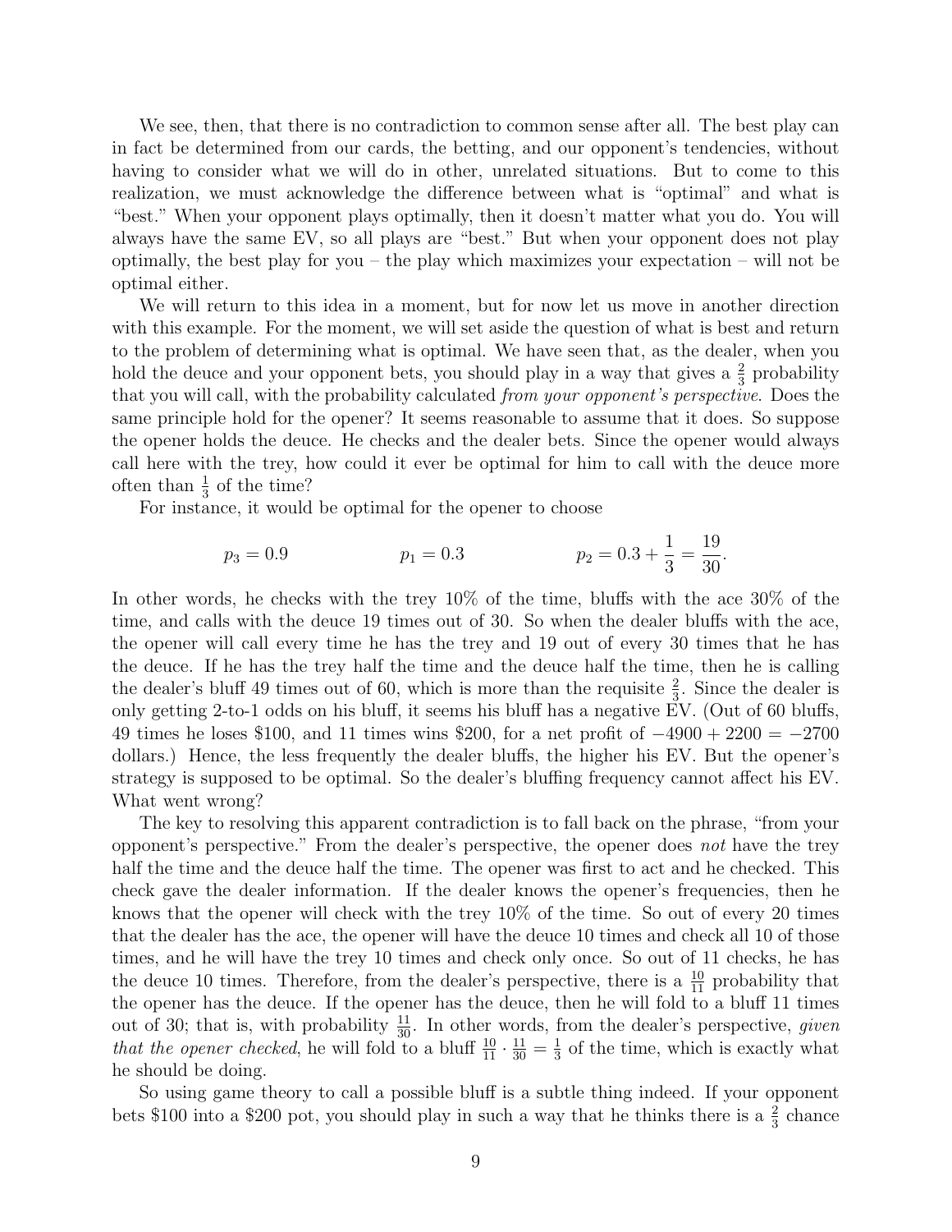We see, then, that there is no contradiction to common sense after all. The best play can in fact be determined from our cards, the betting, and our opponent's tendencies, without having to consider what we will do in other, unrelated situations. But to come to this realization, we must acknowledge the difference between what is "optimal" and what is "best." When your opponent plays optimally, then it doesn't matter what you do. You will always have the same EV, so all plays are "best." But when your opponent does not play optimally, the best play for you – the play which maximizes your expectation – will not be optimal either.

We will return to this idea in a moment, but for now let us move in another direction with this example. For the moment, we will set aside the question of what is best and return to the problem of determining what is optimal. We have seen that, as the dealer, when you hold the deuce and your opponent bets, you should play in a way that gives a $\frac{2}{3}$ probability that you will call, with the probability calculated *from your opponent's perspective*. Does the same principle hold for the opener? It seems reasonable to assume that it does. So suppose the opener holds the deuce. He checks and the dealer bets. Since the opener would always call here with the trey, how could it ever be optimal for him to call with the deuce more often than $\frac{1}{3}$ of the time?

For instance, it would be optimal for the opener to choose

$$p_3 = 0.9 \qquad\qquad p_1 = 0.3 \qquad\qquad p_2 = 0.3 + \frac{1}{3} = \frac{19}{30}.$$

In other words, he checks with the trey 10% of the time, bluffs with the ace 30% of the time, and calls with the deuce 19 times out of 30. So when the dealer bluffs with the ace, the opener will call every time he has the trey and 19 out of every 30 times that he has the deuce. If he has the trey half the time and the deuce half the time, then he is calling the dealer's bluff 49 times out of 60, which is more than the requisite $\frac{2}{3}$. Since the dealer is only getting 2-to-1 odds on his bluff, it seems his bluff has a negative EV. (Out of 60 bluffs, 49 times he loses \$100, and 11 times wins \$200, for a net profit of $-4900 + 2200 = -2700$ dollars.) Hence, the less frequently the dealer bluffs, the higher his EV. But the opener's strategy is supposed to be optimal. So the dealer's bluffing frequency cannot affect his EV. What went wrong?

The key to resolving this apparent contradiction is to fall back on the phrase, "from your opponent's perspective." From the dealer's perspective, the opener does *not* have the trey half the time and the deuce half the time. The opener was first to act and he checked. This check gave the dealer information. If the dealer knows the opener's frequencies, then he knows that the opener will check with the trey 10% of the time. So out of every 20 times that the dealer has the ace, the opener will have the deuce 10 times and check all 10 of those times, and he will have the trey 10 times and check only once. So out of 11 checks, he has the deuce 10 times. Therefore, from the dealer's perspective, there is a $\frac{10}{11}$ probability that the opener has the deuce. If the opener has the deuce, then he will fold to a bluff 11 times out of 30; that is, with probability $\frac{11}{30}$. In other words, from the dealer's perspective, *given that the opener checked*, he will fold to a bluff $\frac{10}{11} \cdot \frac{11}{30} = \frac{1}{3}$ of the time, which is exactly what he should be doing.

So using game theory to call a possible bluff is a subtle thing indeed. If your opponent bets \$100 into a \$200 pot, you should play in such a way that he thinks there is a $\frac{2}{3}$ chance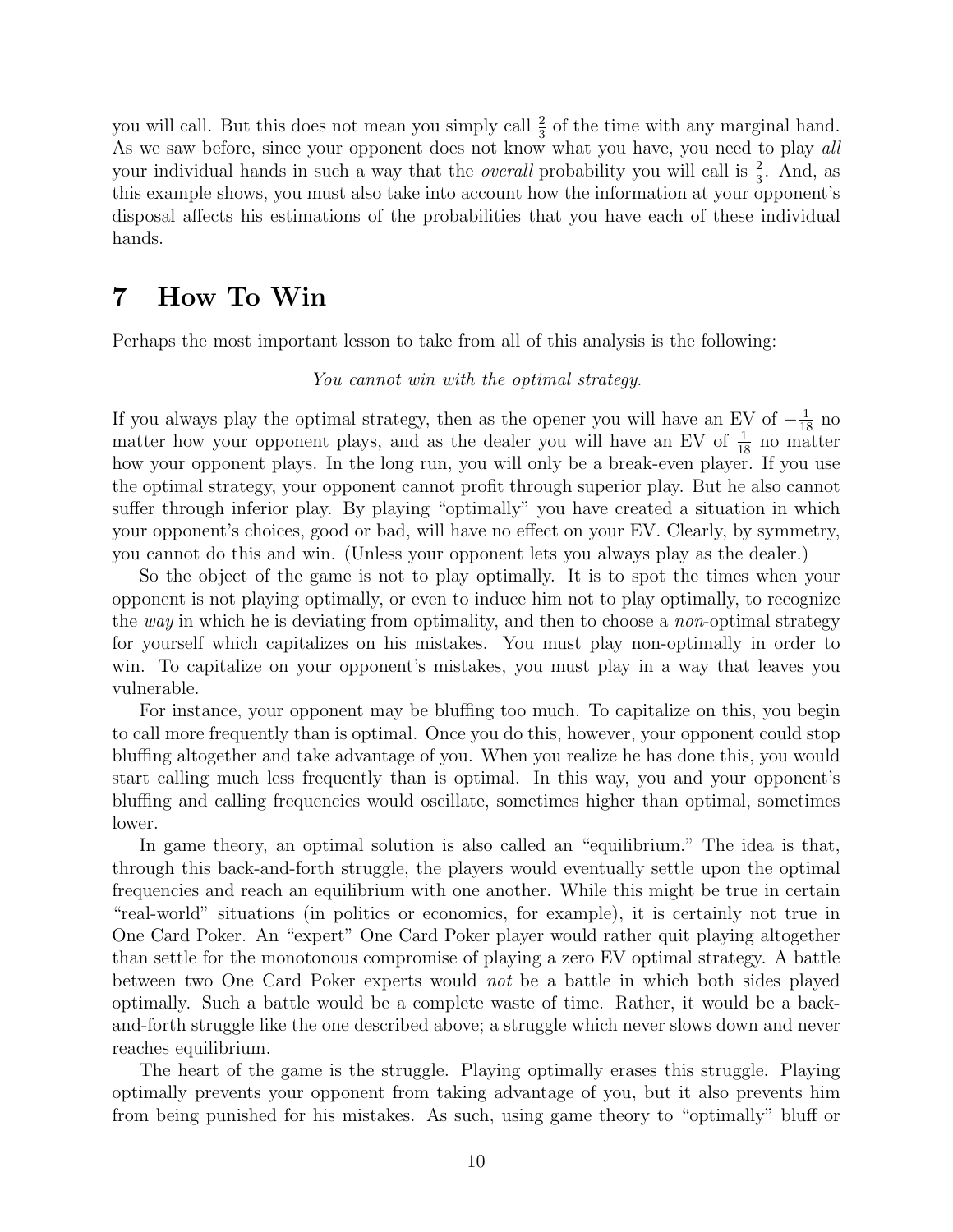you will call. But this does not mean you simply call $\frac{2}{3}$ of the time with any marginal hand. As we saw before, since your opponent does not know what you have, you need to play *all* your individual hands in such a way that the *overall* probability you will call is $\frac{2}{3}$. And, as this example shows, you must also take into account how the information at your opponent's disposal affects his estimations of the probabilities that you have each of these individual hands.

# 7 How To Win

Perhaps the most important lesson to take from all of this analysis is the following:

*You cannot win with the optimal strategy.*

If you always play the optimal strategy, then as the opener you will have an EV of $-\frac{1}{18}$ no matter how your opponent plays, and as the dealer you will have an EV of $\frac{1}{18}$ no matter how your opponent plays. In the long run, you will only be a break-even player. If you use the optimal strategy, your opponent cannot profit through superior play. But he also cannot suffer through inferior play. By playing "optimally" you have created a situation in which your opponent's choices, good or bad, will have no effect on your EV. Clearly, by symmetry, you cannot do this and win. (Unless your opponent lets you always play as the dealer.)

So the object of the game is not to play optimally. It is to spot the times when your opponent is not playing optimally, or even to induce him not to play optimally, to recognize the *way* in which he is deviating from optimality, and then to choose a *non*-optimal strategy for yourself which capitalizes on his mistakes. You must play non-optimally in order to win. To capitalize on your opponent's mistakes, you must play in a way that leaves you vulnerable.

For instance, your opponent may be bluffing too much. To capitalize on this, you begin to call more frequently than is optimal. Once you do this, however, your opponent could stop bluffing altogether and take advantage of you. When you realize he has done this, you would start calling much less frequently than is optimal. In this way, you and your opponent's bluffing and calling frequencies would oscillate, sometimes higher than optimal, sometimes lower.

In game theory, an optimal solution is also called an "equilibrium." The idea is that, through this back-and-forth struggle, the players would eventually settle upon the optimal frequencies and reach an equilibrium with one another. While this might be true in certain "real-world" situations (in politics or economics, for example), it is certainly not true in One Card Poker. An "expert" One Card Poker player would rather quit playing altogether than settle for the monotonous compromise of playing a zero EV optimal strategy. A battle between two One Card Poker experts would *not* be a battle in which both sides played optimally. Such a battle would be a complete waste of time. Rather, it would be a back-and-forth struggle like the one described above; a struggle which never slows down and never reaches equilibrium.

The heart of the game is the struggle. Playing optimally erases this struggle. Playing optimally prevents your opponent from taking advantage of you, but it also prevents him from being punished for his mistakes. As such, using game theory to "optimally" bluff or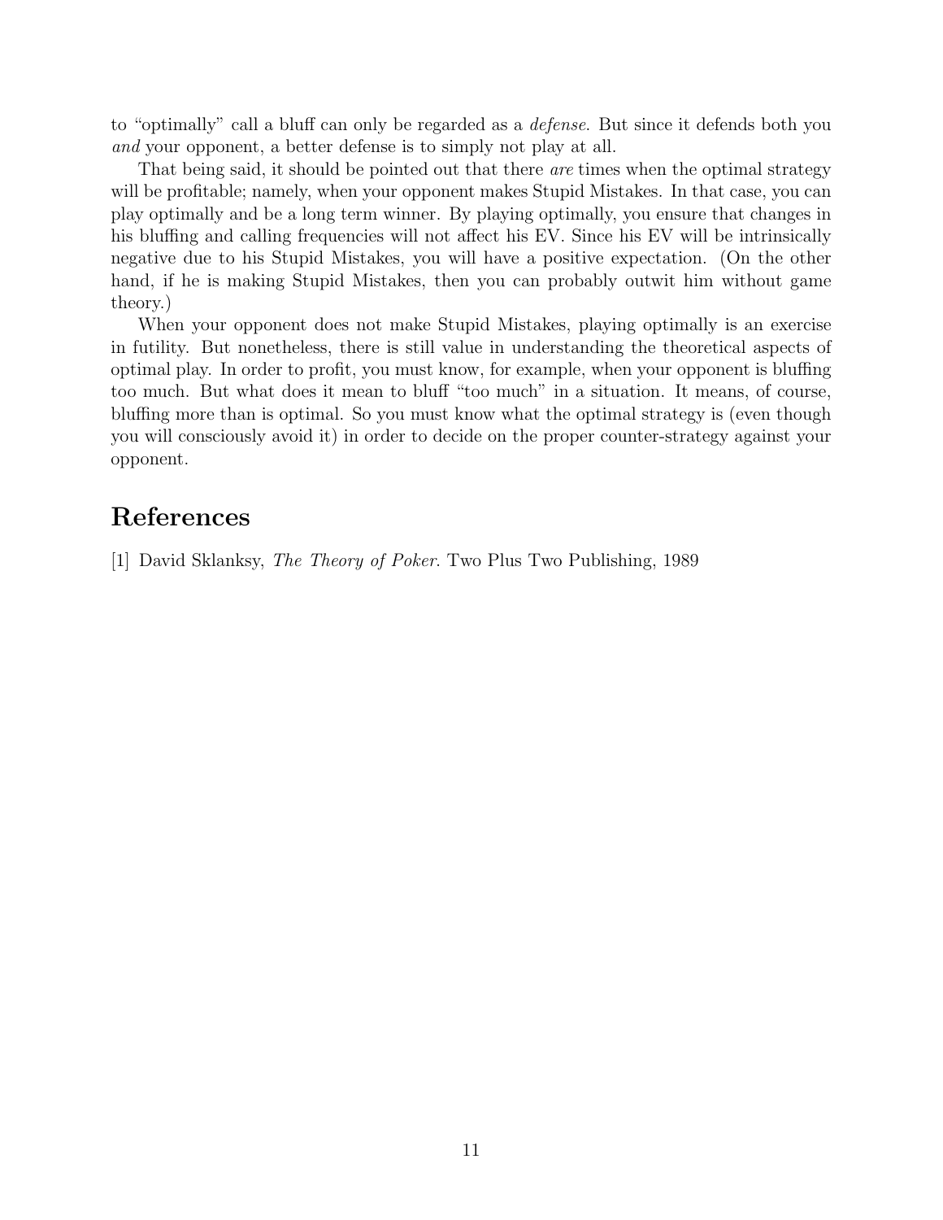to "optimally" call a bluff can only be regarded as a *defense*. But since it defends both you *and* your opponent, a better defense is to simply not play at all.

That being said, it should be pointed out that there *are* times when the optimal strategy will be profitable; namely, when your opponent makes Stupid Mistakes. In that case, you can play optimally and be a long term winner. By playing optimally, you ensure that changes in his bluffing and calling frequencies will not affect his EV. Since his EV will be intrinsically negative due to his Stupid Mistakes, you will have a positive expectation. (On the other hand, if he is making Stupid Mistakes, then you can probably outwit him without game theory.)

When your opponent does not make Stupid Mistakes, playing optimally is an exercise in futility. But nonetheless, there is still value in understanding the theoretical aspects of optimal play. In order to profit, you must know, for example, when your opponent is bluffing too much. But what does it mean to bluff "too much" in a situation. It means, of course, bluffing more than is optimal. So you must know what the optimal strategy is (even though you will consciously avoid it) in order to decide on the proper counter-strategy against your opponent.

# References

[1] David Sklanksy, *The Theory of Poker*. Two Plus Two Publishing, 1989